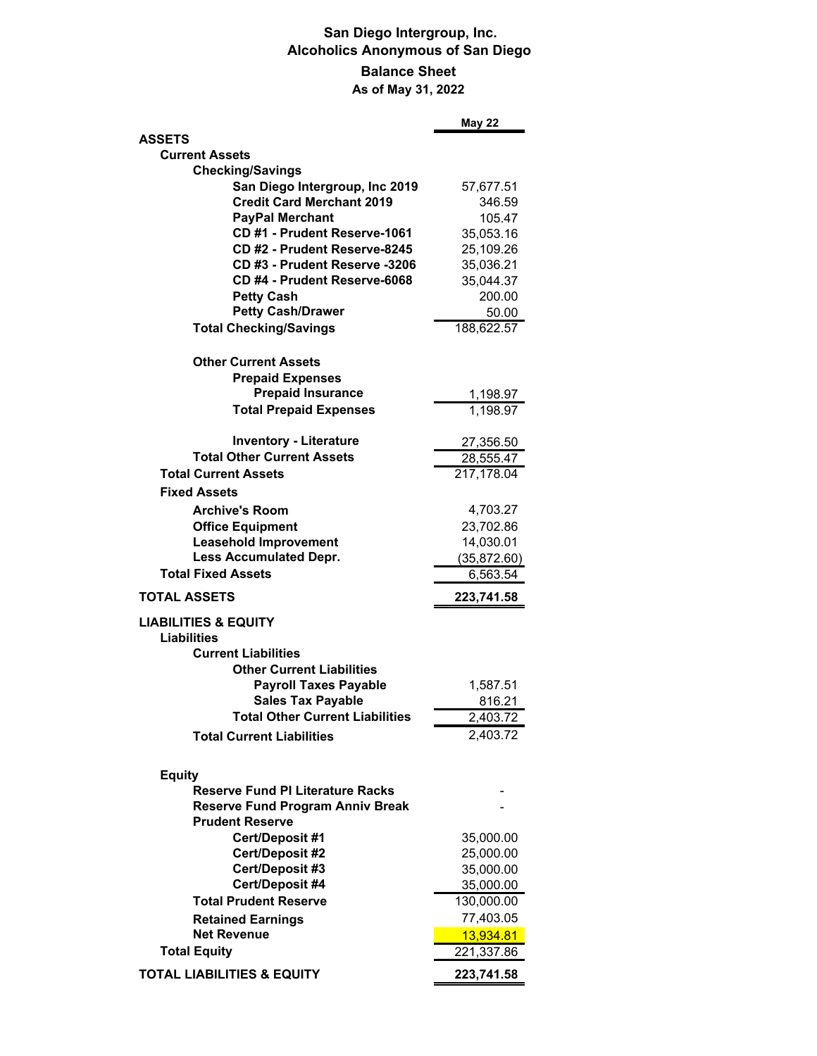# San Diego Intergroup, Inc.
## Alcoholics Anonymous of San Diego
### Balance Sheet
### As of May 31, 2022

| | May 22 |
|---|---|
| **ASSETS** | |
| **Current Assets** | |
| **Checking/Savings** | |
| **San Diego Intergroup, Inc 2019** | 57,677.51 |
| **Credit Card Merchant 2019** | 346.59 |
| **PayPal Merchant** | 105.47 |
| **CD #1 - Prudent Reserve-1061** | 35,053.16 |
| **CD #2 - Prudent Reserve-8245** | 25,109.26 |
| **CD #3 - Prudent Reserve -3206** | 35,036.21 |
| **CD #4 - Prudent Reserve-6068** | 35,044.37 |
| **Petty Cash** | 200.00 |
| **Petty Cash/Drawer** | 50.00 |
| **Total Checking/Savings** | 188,622.57 |
| **Other Current Assets** | |
| **Prepaid Expenses** | |
| **Prepaid Insurance** | 1,198.97 |
| **Total Prepaid Expenses** | 1,198.97 |
| **Inventory - Literature** | 27,356.50 |
| **Total Other Current Assets** | 28,555.47 |
| **Total Current Assets** | 217,178.04 |
| **Fixed Assets** | |
| **Archive's Room** | 4,703.27 |
| **Office Equipment** | 23,702.86 |
| **Leasehold Improvement** | 14,030.01 |
| **Less Accumulated Depr.** | (35,872.60) |
| **Total Fixed Assets** | 6,563.54 |
| **TOTAL ASSETS** | **223,741.58** |
| **LIABILITIES & EQUITY** | |
| **Liabilities** | |
| **Current Liabilities** | |
| **Other Current Liabilities** | |
| **Payroll Taxes Payable** | 1,587.51 |
| **Sales Tax Payable** | 816.21 |
| **Total Other Current Liabilities** | 2,403.72 |
| **Total Current Liabilities** | 2,403.72 |
| **Equity** | |
| **Reserve Fund PI Literature Racks** | - |
| **Reserve Fund Program Anniv Break** | - |
| **Prudent Reserve** | |
| **Cert/Deposit #1** | 35,000.00 |
| **Cert/Deposit #2** | 25,000.00 |
| **Cert/Deposit #3** | 35,000.00 |
| **Cert/Deposit #4** | 35,000.00 |
| **Total Prudent Reserve** | 130,000.00 |
| **Retained Earnings** | 77,403.05 |
| **Net Revenue** | 13,934.81 |
| **Total Equity** | 221,337.86 |
| **TOTAL LIABILITIES & EQUITY** | **223,741.58** |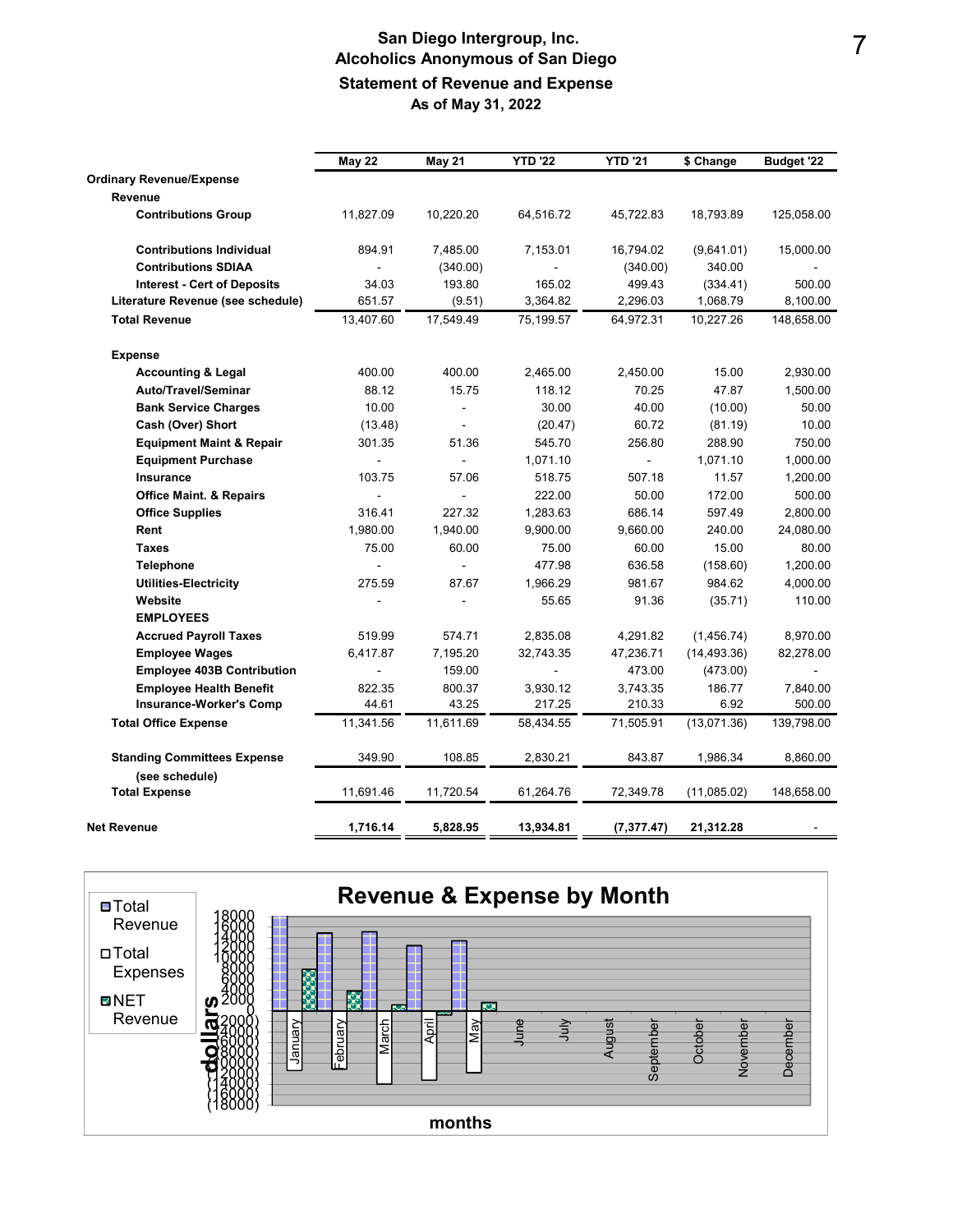# San Diego Intergroup, Inc.
## Alcoholics Anonymous of San Diego
### Statement of Revenue and Expense
### As of May 31, 2022

| | May 22 | May 21 | YTD '22 | YTD '21 | $ Change | Budget '22 |
|---|---|---|---|---|---|---|
| **Ordinary Revenue/Expense** | | | | | | |
| **Revenue** | | | | | | |
| **Contributions Group** | 11,827.09 | 10,220.20 | 64,516.72 | 45,722.83 | 18,793.89 | 125,058.00 |
| **Contributions Individual** | 894.91 | 7,485.00 | 7,153.01 | 16,794.02 | (9,641.01) | 15,000.00 |
| **Contributions SDIAA** | - | (340.00) | - | (340.00) | 340.00 | - |
| **Interest - Cert of Deposits** | 34.03 | 193.80 | 165.02 | 499.43 | (334.41) | 500.00 |
| **Literature Revenue (see schedule)** | 651.57 | (9.51) | 3,364.82 | 2,296.03 | 1,068.79 | 8,100.00 |
| **Total Revenue** | 13,407.60 | 17,549.49 | 75,199.57 | 64,972.31 | 10,227.26 | 148,658.00 |
| **Expense** | | | | | | |
| **Accounting & Legal** | 400.00 | 400.00 | 2,465.00 | 2,450.00 | 15.00 | 2,930.00 |
| **Auto/Travel/Seminar** | 88.12 | 15.75 | 118.12 | 70.25 | 47.87 | 1,500.00 |
| **Bank Service Charges** | 10.00 | - | 30.00 | 40.00 | (10.00) | 50.00 |
| **Cash (Over) Short** | (13.48) | - | (20.47) | 60.72 | (81.19) | 10.00 |
| **Equipment Maint & Repair** | 301.35 | 51.36 | 545.70 | 256.80 | 288.90 | 750.00 |
| **Equipment Purchase** | - | - | 1,071.10 | - | 1,071.10 | 1,000.00 |
| **Insurance** | 103.75 | 57.06 | 518.75 | 507.18 | 11.57 | 1,200.00 |
| **Office Maint. & Repairs** | - | - | 222.00 | 50.00 | 172.00 | 500.00 |
| **Office Supplies** | 316.41 | 227.32 | 1,283.63 | 686.14 | 597.49 | 2,800.00 |
| **Rent** | 1,980.00 | 1,940.00 | 9,900.00 | 9,660.00 | 240.00 | 24,080.00 |
| **Taxes** | 75.00 | 60.00 | 75.00 | 60.00 | 15.00 | 80.00 |
| **Telephone** | - | - | 477.98 | 636.58 | (158.60) | 1,200.00 |
| **Utilities-Electricity** | 275.59 | 87.67 | 1,966.29 | 981.67 | 984.62 | 4,000.00 |
| **Website** | - | - | 55.65 | 91.36 | (35.71) | 110.00 |
| **EMPLOYEES** | | | | | | |
| **Accrued Payroll Taxes** | 519.99 | 574.71 | 2,835.08 | 4,291.82 | (1,456.74) | 8,970.00 |
| **Employee Wages** | 6,417.87 | 7,195.20 | 32,743.35 | 47,236.71 | (14,493.36) | 82,278.00 |
| **Employee 403B Contribution** | - | 159.00 | - | 473.00 | (473.00) | - |
| **Employee Health Benefit** | 822.35 | 800.37 | 3,930.12 | 3,743.35 | 186.77 | 7,840.00 |
| **Insurance-Worker's Comp** | 44.61 | 43.25 | 217.25 | 210.33 | 6.92 | 500.00 |
| **Total Office Expense** | 11,341.56 | 11,611.69 | 58,434.55 | 71,505.91 | (13,071.36) | 139,798.00 |
| **Standing Committees Expense (see schedule)** | 349.90 | 108.85 | 2,830.21 | 843.87 | 1,986.34 | 8,860.00 |
| **Total Expense** | 11,691.46 | 11,720.54 | 61,264.76 | 72,349.78 | (11,085.02) | 148,658.00 |
| **Net Revenue** | **1,716.14** | **5,828.95** | **13,934.81** | **(7,377.47)** | **21,312.28** | - |

**Revenue & Expense by Month**

Legend: Total Revenue; Total Expenses; NET Revenue

y-axis: dollars (18000 to (18000)); x-axis: months (January through December)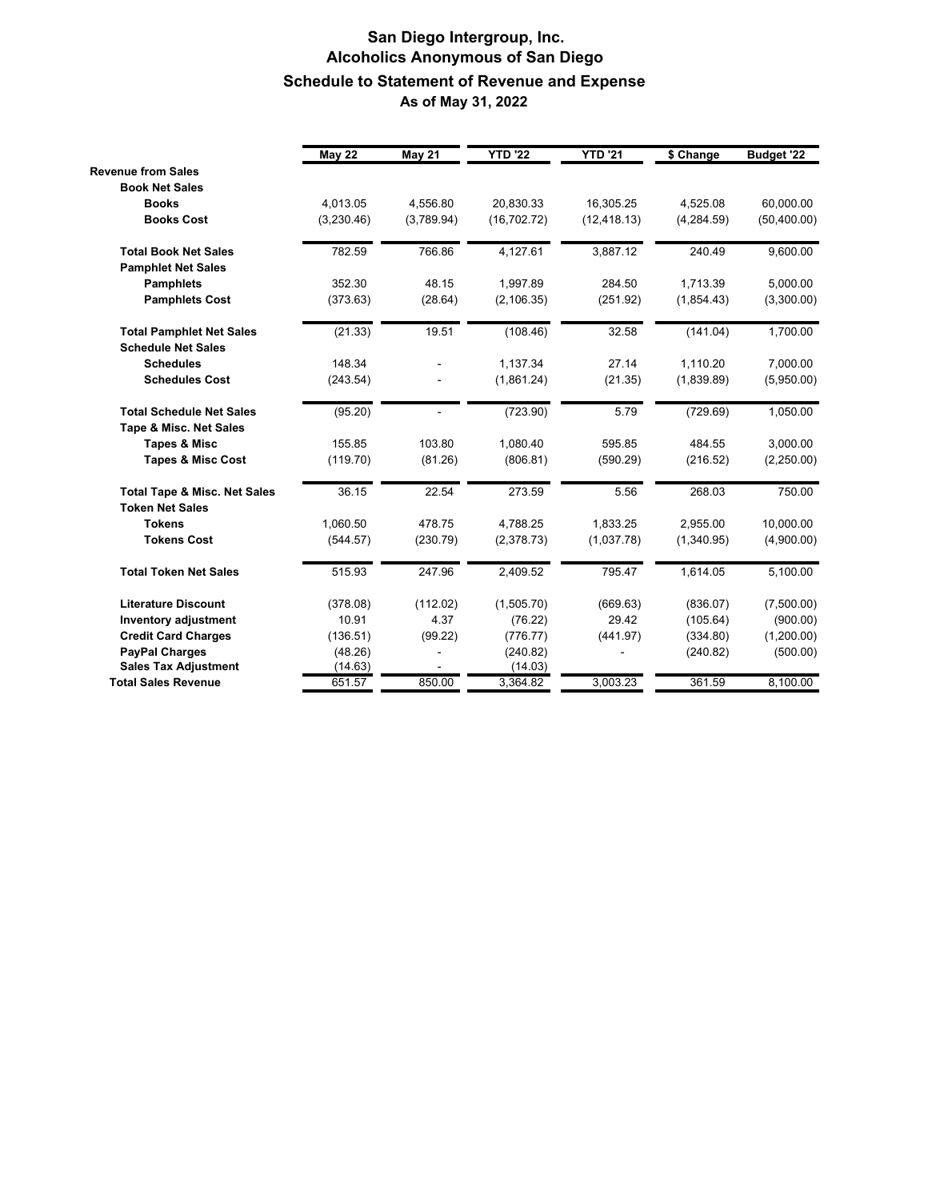# San Diego Intergroup, Inc.
## Alcoholics Anonymous of San Diego
### Schedule to Statement of Revenue and Expense
### As of May 31, 2022

| | May 22 | May 21 | YTD '22 | YTD '21 | $ Change | Budget '22 |
|---|---|---|---|---|---|---|
| **Revenue from Sales** | | | | | | |
| **Book Net Sales** | | | | | | |
| **Books** | 4,013.05 | 4,556.80 | 20,830.33 | 16,305.25 | 4,525.08 | 60,000.00 |
| **Books Cost** | (3,230.46) | (3,789.94) | (16,702.72) | (12,418.13) | (4,284.59) | (50,400.00) |
| **Total Book Net Sales** | 782.59 | 766.86 | 4,127.61 | 3,887.12 | 240.49 | 9,600.00 |
| **Pamphlet Net Sales** | | | | | | |
| **Pamphlets** | 352.30 | 48.15 | 1,997.89 | 284.50 | 1,713.39 | 5,000.00 |
| **Pamphlets Cost** | (373.63) | (28.64) | (2,106.35) | (251.92) | (1,854.43) | (3,300.00) |
| **Total Pamphlet Net Sales** | (21.33) | 19.51 | (108.46) | 32.58 | (141.04) | 1,700.00 |
| **Schedule Net Sales** | | | | | | |
| **Schedules** | 148.34 | - | 1,137.34 | 27.14 | 1,110.20 | 7,000.00 |
| **Schedules Cost** | (243.54) | - | (1,861.24) | (21.35) | (1,839.89) | (5,950.00) |
| **Total Schedule Net Sales** | (95.20) | - | (723.90) | 5.79 | (729.69) | 1,050.00 |
| **Tape & Misc. Net Sales** | | | | | | |
| **Tapes & Misc** | 155.85 | 103.80 | 1,080.40 | 595.85 | 484.55 | 3,000.00 |
| **Tapes & Misc Cost** | (119.70) | (81.26) | (806.81) | (590.29) | (216.52) | (2,250.00) |
| **Total Tape & Misc. Net Sales** | 36.15 | 22.54 | 273.59 | 5.56 | 268.03 | 750.00 |
| **Token Net Sales** | | | | | | |
| **Tokens** | 1,060.50 | 478.75 | 4,788.25 | 1,833.25 | 2,955.00 | 10,000.00 |
| **Tokens Cost** | (544.57) | (230.79) | (2,378.73) | (1,037.78) | (1,340.95) | (4,900.00) |
| **Total Token Net Sales** | 515.93 | 247.96 | 2,409.52 | 795.47 | 1,614.05 | 5,100.00 |
| **Literature Discount** | (378.08) | (112.02) | (1,505.70) | (669.63) | (836.07) | (7,500.00) |
| **Inventory adjustment** | 10.91 | 4.37 | (76.22) | 29.42 | (105.64) | (900.00) |
| **Credit Card Charges** | (136.51) | (99.22) | (776.77) | (441.97) | (334.80) | (1,200.00) |
| **PayPal Charges** | (48.26) | - | (240.82) | - | (240.82) | (500.00) |
| **Sales Tax Adjustment** | (14.63) | - | (14.03) | | | |
| **Total Sales Revenue** | 651.57 | 850.00 | 3,364.82 | 3,003.23 | 361.59 | 8,100.00 |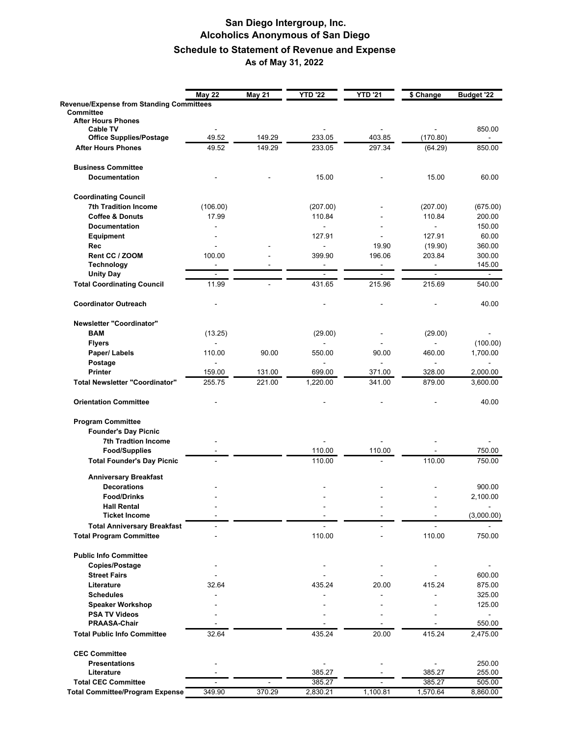# San Diego Intergroup, Inc.
# Alcoholics Anonymous of San Diego
## Schedule to Statement of Revenue and Expense
### As of May 31, 2022

| | May 22 | May 21 | YTD '22 | YTD '21 | $ Change | Budget '22 |
|---|---|---|---|---|---|---|
| **Revenue/Expense from Standing Committees** | | | | | | |
| **Committee** | | | | | | |
| **After Hours Phones** | | | | | | |
| **Cable TV** | - | | - | - | - | 850.00 |
| **Office Supplies/Postage** | 49.52 | 149.29 | 233.05 | 403.85 | (170.80) | - |
| **After Hours Phones** | 49.52 | 149.29 | 233.05 | 297.34 | (64.29) | 850.00 |
| **Business Committee** | | | | | | |
| **Documentation** | - | - | 15.00 | - | 15.00 | 60.00 |
| **Coordinating Council** | | | | | | |
| **7th Tradition Income** | (106.00) | | (207.00) | - | (207.00) | (675.00) |
| **Coffee & Donuts** | 17.99 | | 110.84 | - | 110.84 | 200.00 |
| **Documentation** | - | | - | - | - | 150.00 |
| **Equipment** | - | | 127.91 | - | 127.91 | 60.00 |
| **Rec** | - | - | - | 19.90 | (19.90) | 360.00 |
| **Rent CC / ZOOM** | 100.00 | - | 399.90 | 196.06 | 203.84 | 300.00 |
| **Technology** | - | - | - | - | - | 145.00 |
| **Unity Day** | - | | - | - | - | - |
| **Total Coordinating Council** | 11.99 | - | 431.65 | 215.96 | 215.69 | 540.00 |
| **Coordinator Outreach** | - | | - | - | - | 40.00 |
| **Newsletter "Coordinator"** | | | | | | |
| **BAM** | (13.25) | | (29.00) | - | (29.00) | - |
| **Flyers** | - | | - | - | - | (100.00) |
| **Paper/ Labels** | 110.00 | 90.00 | 550.00 | 90.00 | 460.00 | 1,700.00 |
| **Postage** | - | | - | - | - | - |
| **Printer** | 159.00 | 131.00 | 699.00 | 371.00 | 328.00 | 2,000.00 |
| **Total Newsletter "Coordinator"** | 255.75 | 221.00 | 1,220.00 | 341.00 | 879.00 | 3,600.00 |
| **Orientation Committee** | - | | - | - | - | 40.00 |
| **Program Committee** | | | | | | |
| **Founder's Day Picnic** | | | | | | |
| **7th Tradtion Income** | - | | - | - | - | - |
| **Food/Supplies** | - | | 110.00 | 110.00 | - | 750.00 |
| **Total Founder's Day Picnic** | - | | 110.00 | - | 110.00 | 750.00 |
| **Anniversary Breakfast** | | | | | | |
| **Decorations** | - | | - | - | - | 900.00 |
| **Food/Drinks** | - | | - | - | - | 2,100.00 |
| **Hall Rental** | - | | - | - | - | - |
| **Ticket Income** | - | | - | - | - | (3,000.00) |
| **Total Anniversary Breakfast** | - | | - | - | - | - |
| **Total Program Committee** | - | | 110.00 | - | 110.00 | 750.00 |
| **Public Info Committee** | | | | | | |
| **Copies/Postage** | - | | - | - | - | - |
| **Street Fairs** | - | | - | - | - | 600.00 |
| **Literature** | 32.64 | | 435.24 | 20.00 | 415.24 | 875.00 |
| **Schedules** | - | | - | - | - | 325.00 |
| **Speaker Workshop** | - | | - | - | - | 125.00 |
| **PSA TV Videos** | - | | - | - | - | - |
| **PRAASA-Chair** | - | | - | - | - | 550.00 |
| **Total Public Info Committee** | 32.64 | | 435.24 | 20.00 | 415.24 | 2,475.00 |
| **CEC Committee** | | | | | | |
| **Presentations** | - | | - | - | - | 250.00 |
| **Literature** | - | | 385.27 | - | 385.27 | 255.00 |
| **Total CEC Committee** | - | - | 385.27 | - | 385.27 | 505.00 |
| **Total Committee/Program Expense** | 349.90 | 370.29 | 2,830.21 | 1,100.81 | 1,570.64 | 8,860.00 |